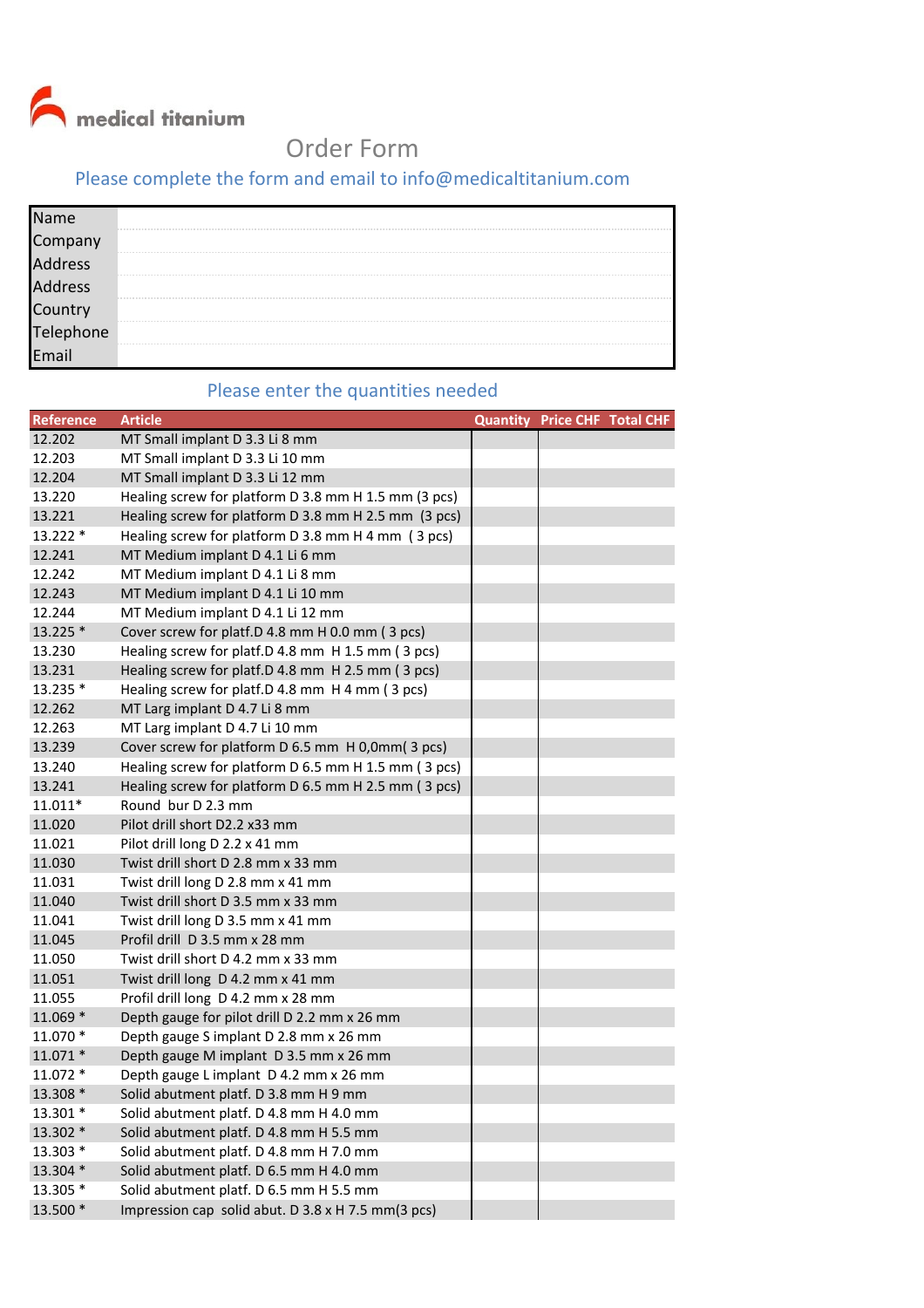medical titanium

# Order Form

Please complete the form and email to info@medicaltitanium.com

| | |
|---|---|
| Name | |
| Company | |
| Address | |
| Address | |
| Country | |
| Telephone | |
| Email | |

Please enter the quantities needed

| Reference | Article | Quantity | Price CHF | Total CHF |
|---|---|---|---|---|
| 12.202 | MT Small implant D 3.3 Li 8 mm | | | |
| 12.203 | MT Small implant D 3.3 Li 10 mm | | | |
| 12.204 | MT Small implant D 3.3 Li 12 mm | | | |
| 13.220 | Healing screw for platform D 3.8 mm H 1.5 mm (3 pcs) | | | |
| 13.221 | Healing screw for platform D 3.8 mm H 2.5 mm (3 pcs) | | | |
| 13.222 * | Healing screw for platform D 3.8 mm H 4 mm ( 3 pcs) | | | |
| 12.241 | MT Medium implant D 4.1 Li 6 mm | | | |
| 12.242 | MT Medium implant D 4.1 Li 8 mm | | | |
| 12.243 | MT Medium implant D 4.1 Li 10 mm | | | |
| 12.244 | MT Medium implant D 4.1 Li 12 mm | | | |
| 13.225 * | Cover screw for platf.D 4.8 mm H 0.0 mm ( 3 pcs) | | | |
| 13.230 | Healing screw for platf.D 4.8 mm H 1.5 mm ( 3 pcs) | | | |
| 13.231 | Healing screw for platf.D 4.8 mm H 2.5 mm ( 3 pcs) | | | |
| 13.235 * | Healing screw for platf.D 4.8 mm H 4 mm ( 3 pcs) | | | |
| 12.262 | MT Larg implant D 4.7 Li 8 mm | | | |
| 12.263 | MT Larg implant D 4.7 Li 10 mm | | | |
| 13.239 | Cover screw for platform D 6.5 mm H 0,0mm( 3 pcs) | | | |
| 13.240 | Healing screw for platform D 6.5 mm H 1.5 mm ( 3 pcs) | | | |
| 13.241 | Healing screw for platform D 6.5 mm H 2.5 mm ( 3 pcs) | | | |
| 11.011* | Round bur D 2.3 mm | | | |
| 11.020 | Pilot drill short D2.2 x33 mm | | | |
| 11.021 | Pilot drill long D 2.2 x 41 mm | | | |
| 11.030 | Twist drill short D 2.8 mm x 33 mm | | | |
| 11.031 | Twist drill long D 2.8 mm x 41 mm | | | |
| 11.040 | Twist drill short D 3.5 mm x 33 mm | | | |
| 11.041 | Twist drill long D 3.5 mm x 41 mm | | | |
| 11.045 | Profil drill D 3.5 mm x 28 mm | | | |
| 11.050 | Twist drill short D 4.2 mm x 33 mm | | | |
| 11.051 | Twist drill long D 4.2 mm x 41 mm | | | |
| 11.055 | Profil drill long D 4.2 mm x 28 mm | | | |
| 11.069 * | Depth gauge for pilot drill D 2.2 mm x 26 mm | | | |
| 11.070 * | Depth gauge S implant D 2.8 mm x 26 mm | | | |
| 11.071 * | Depth gauge M implant D 3.5 mm x 26 mm | | | |
| 11.072 * | Depth gauge L implant D 4.2 mm x 26 mm | | | |
| 13.308 * | Solid abutment platf. D 3.8 mm H 9 mm | | | |
| 13.301 * | Solid abutment platf. D 4.8 mm H 4.0 mm | | | |
| 13.302 * | Solid abutment platf. D 4.8 mm H 5.5 mm | | | |
| 13.303 * | Solid abutment platf. D 4.8 mm H 7.0 mm | | | |
| 13.304 * | Solid abutment platf. D 6.5 mm H 4.0 mm | | | |
| 13.305 * | Solid abutment platf. D 6.5 mm H 5.5 mm | | | |
| 13.500 * | Impression cap solid abut. D 3.8 x H 7.5 mm(3 pcs) | | | |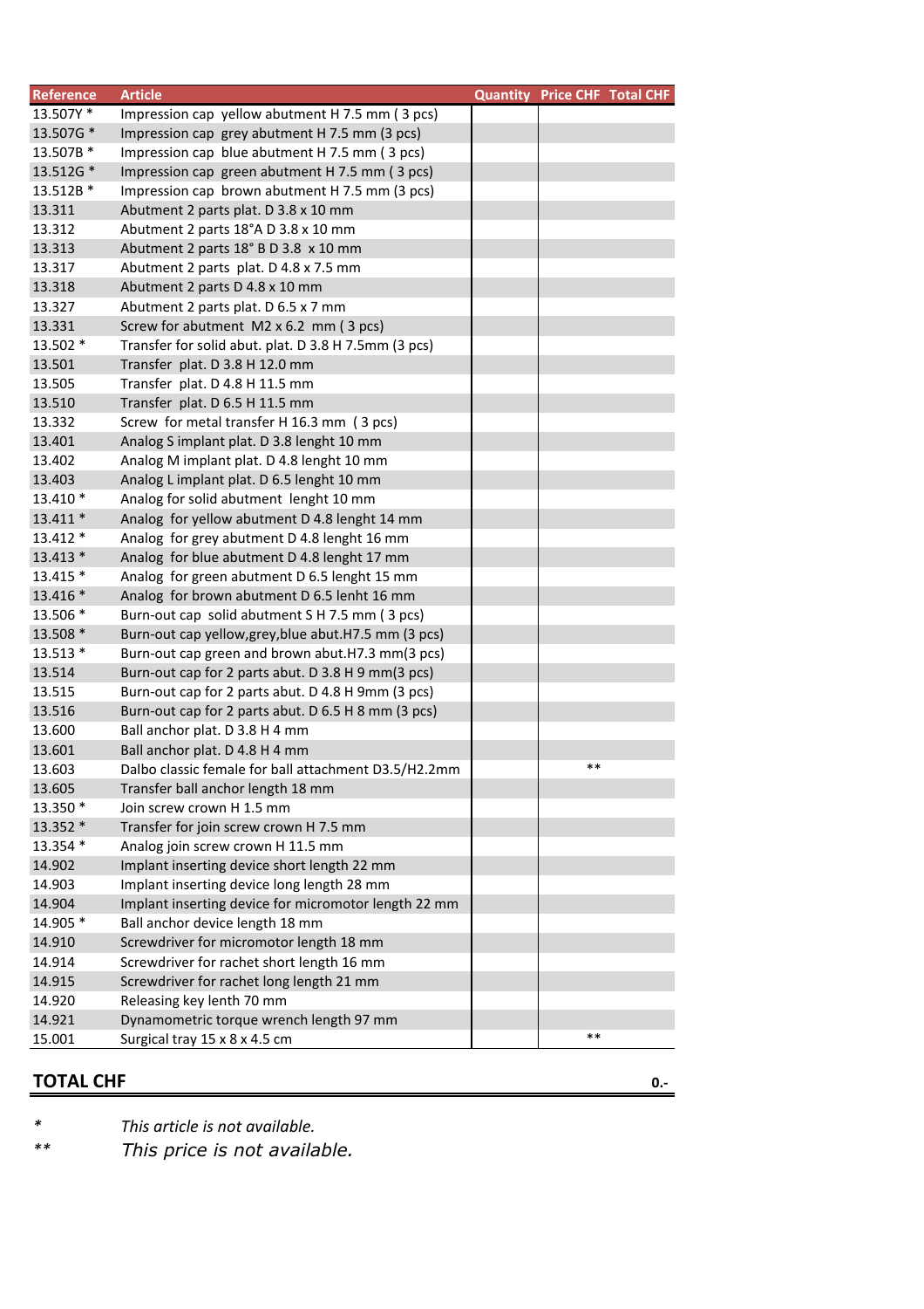| Reference | Article | Quantity | Price CHF | Total CHF |
|---|---|---|---|---|
| 13.507Y * | Impression cap yellow abutment H 7.5 mm ( 3 pcs) | | | |
| 13.507G * | Impression cap grey abutment H 7.5 mm (3 pcs) | | | |
| 13.507B * | Impression cap blue abutment H 7.5 mm ( 3 pcs) | | | |
| 13.512G * | Impression cap green abutment H 7.5 mm ( 3 pcs) | | | |
| 13.512B * | Impression cap brown abutment H 7.5 mm (3 pcs) | | | |
| 13.311 | Abutment 2 parts plat. D 3.8 x 10 mm | | | |
| 13.312 | Abutment 2 parts 18°A D 3.8 x 10 mm | | | |
| 13.313 | Abutment 2 parts 18° B D 3.8 x 10 mm | | | |
| 13.317 | Abutment 2 parts plat. D 4.8 x 7.5 mm | | | |
| 13.318 | Abutment 2 parts D 4.8 x 10 mm | | | |
| 13.327 | Abutment 2 parts plat. D 6.5 x 7 mm | | | |
| 13.331 | Screw for abutment M2 x 6.2 mm ( 3 pcs) | | | |
| 13.502 * | Transfer for solid abut. plat. D 3.8 H 7.5mm (3 pcs) | | | |
| 13.501 | Transfer plat. D 3.8 H 12.0 mm | | | |
| 13.505 | Transfer plat. D 4.8 H 11.5 mm | | | |
| 13.510 | Transfer plat. D 6.5 H 11.5 mm | | | |
| 13.332 | Screw for metal transfer H 16.3 mm ( 3 pcs) | | | |
| 13.401 | Analog S implant plat. D 3.8 lenght 10 mm | | | |
| 13.402 | Analog M implant plat. D 4.8 lenght 10 mm | | | |
| 13.403 | Analog L implant plat. D 6.5 lenght 10 mm | | | |
| 13.410 * | Analog for solid abutment lenght 10 mm | | | |
| 13.411 * | Analog for yellow abutment D 4.8 lenght 14 mm | | | |
| 13.412 * | Analog for grey abutment D 4.8 lenght 16 mm | | | |
| 13.413 * | Analog for blue abutment D 4.8 lenght 17 mm | | | |
| 13.415 * | Analog for green abutment D 6.5 lenght 15 mm | | | |
| 13.416 * | Analog for brown abutment D 6.5 lenht 16 mm | | | |
| 13.506 * | Burn-out cap solid abutment S H 7.5 mm ( 3 pcs) | | | |
| 13.508 * | Burn-out cap yellow,grey,blue abut.H7.5 mm (3 pcs) | | | |
| 13.513 * | Burn-out cap green and brown abut.H7.3 mm(3 pcs) | | | |
| 13.514 | Burn-out cap for 2 parts abut. D 3.8 H 9 mm(3 pcs) | | | |
| 13.515 | Burn-out cap for 2 parts abut. D 4.8 H 9mm (3 pcs) | | | |
| 13.516 | Burn-out cap for 2 parts abut. D 6.5 H 8 mm (3 pcs) | | | |
| 13.600 | Ball anchor plat. D 3.8 H 4 mm | | | |
| 13.601 | Ball anchor plat. D 4.8 H 4 mm | | | |
| 13.603 | Dalbo classic female for ball attachment D3.5/H2.2mm | | ** | |
| 13.605 | Transfer ball anchor length 18 mm | | | |
| 13.350 * | Join screw crown H 1.5 mm | | | |
| 13.352 * | Transfer for join screw crown H 7.5 mm | | | |
| 13.354 * | Analog join screw crown H 11.5 mm | | | |
| 14.902 | Implant inserting device short length 22 mm | | | |
| 14.903 | Implant inserting device long length 28 mm | | | |
| 14.904 | Implant inserting device for micromotor length 22 mm | | | |
| 14.905 * | Ball anchor device length 18 mm | | | |
| 14.910 | Screwdriver for micromotor length 18 mm | | | |
| 14.914 | Screwdriver for rachet short length 16 mm | | | |
| 14.915 | Screwdriver for rachet long length 21 mm | | | |
| 14.920 | Releasing key lenth 70 mm | | | |
| 14.921 | Dynamometric torque wrench length 97 mm | | | |
| 15.001 | Surgical tray 15 x 8 x 4.5 cm | | ** | |

**TOTAL CHF** 0.-

\* *This article is not available.*

\*\* *This price is not available.*